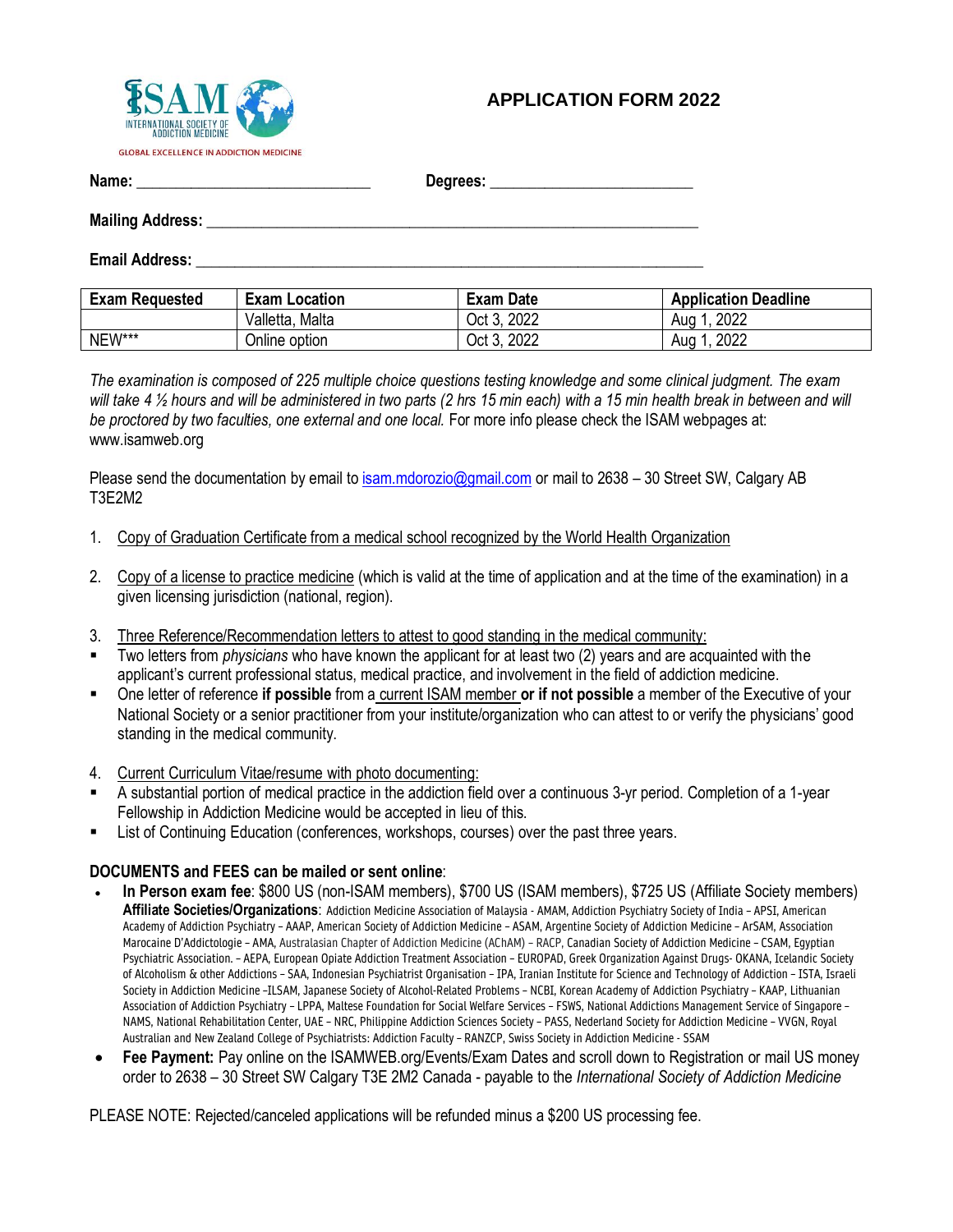ISAM INTERNATIONAL SOCIETY OF ADDICTION MEDICINE

GLOBAL EXCELLENCE IN ADDICTION MEDICINE

# APPLICATION FORM 2022

**Name:** ______________________________ **Degrees:** __________________________

**Mailing Address:** ________________________________________________________________

**Email Address:** _________________________________________________________________

| Exam Requested | Exam Location | Exam Date | Application Deadline |
|---|---|---|---|
| | Valletta, Malta | Oct 3, 2022 | Aug 1, 2022 |
| NEW*** | Online option | Oct 3, 2022 | Aug 1, 2022 |

*The examination is composed of 225 multiple choice questions testing knowledge and some clinical judgment. The exam will take 4 ½ hours and will be administered in two parts (2 hrs 15 min each) with a 15 min health break in between and will be proctored by two faculties, one external and one local.* For more info please check the ISAM webpages at: www.isamweb.org

Please send the documentation by email to isam.mdorozio@gmail.com or mail to 2638 – 30 Street SW, Calgary AB T3E2M2

1. Copy of Graduation Certificate from a medical school recognized by the World Health Organization

2. Copy of a license to practice medicine (which is valid at the time of application and at the time of the examination) in a given licensing jurisdiction (national, region).

3. Three Reference/Recommendation letters to attest to good standing in the medical community:
   - Two letters from *physicians* who have known the applicant for at least two (2) years and are acquainted with the applicant's current professional status, medical practice, and involvement in the field of addiction medicine.
   - One letter of reference **if possible** from a current ISAM member **or if not possible** a member of the Executive of your National Society or a senior practitioner from your institute/organization who can attest to or verify the physicians' good standing in the medical community.

4. Current Curriculum Vitae/resume with photo documenting:
   - A substantial portion of medical practice in the addiction field over a continuous 3-yr period. Completion of a 1-year Fellowship in Addiction Medicine would be accepted in lieu of this.
   - List of Continuing Education (conferences, workshops, courses) over the past three years.

**DOCUMENTS and FEES can be mailed or sent online**:

- **In Person exam fee**: \$800 US (non-ISAM members), \$700 US (ISAM members), \$725 US (Affiliate Society members)
  **Affiliate Societies/Organizations**: Addiction Medicine Association of Malaysia - AMAM, Addiction Psychiatry Society of India – APSI, American Academy of Addiction Psychiatry – AAAP, American Society of Addiction Medicine – ASAM, Argentine Society of Addiction Medicine – ArSAM, Association Marocaine D'Addictologie – AMA, Australasian Chapter of Addiction Medicine (AChAM) – RACP, Canadian Society of Addiction Medicine – CSAM, Egyptian Psychiatric Association. – AEPA, European Opiate Addiction Treatment Association – EUROPAD, Greek Organization Against Drugs- OKANA, Icelandic Society of Alcoholism & other Addictions – SAA, Indonesian Psychiatrist Organisation – IPA, Iranian Institute for Science and Technology of Addiction – ISTA, Israeli Society in Addiction Medicine –ILSAM, Japanese Society of Alcohol-Related Problems – NCBI, Korean Academy of Addiction Psychiatry – KAAP, Lithuanian Association of Addiction Psychiatry – LPPA, Maltese Foundation for Social Welfare Services – FSWS, National Addictions Management Service of Singapore – NAMS, National Rehabilitation Center, UAE – NRC, Philippine Addiction Sciences Society – PASS, Nederland Society for Addiction Medicine – VVGN, Royal Australian and New Zealand College of Psychiatrists: Addiction Faculty – RANZCP, Swiss Society in Addiction Medicine - SSAM
- **Fee Payment:** Pay online on the ISAMWEB.org/Events/Exam Dates and scroll down to Registration or mail US money order to 2638 – 30 Street SW Calgary T3E 2M2 Canada - payable to the *International Society of Addiction Medicine*

PLEASE NOTE: Rejected/canceled applications will be refunded minus a \$200 US processing fee.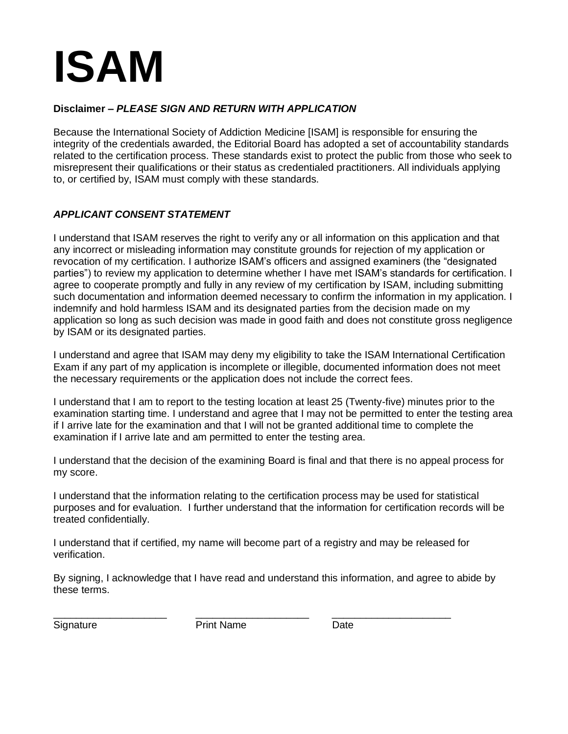# ISAM

**Disclaimer –** ***PLEASE SIGN AND RETURN WITH APPLICATION***

Because the International Society of Addiction Medicine [ISAM] is responsible for ensuring the integrity of the credentials awarded, the Editorial Board has adopted a set of accountability standards related to the certification process. These standards exist to protect the public from those who seek to misrepresent their qualifications or their status as credentialed practitioners. All individuals applying to, or certified by, ISAM must comply with these standards.

***APPLICANT CONSENT STATEMENT***

I understand that ISAM reserves the right to verify any or all information on this application and that any incorrect or misleading information may constitute grounds for rejection of my application or revocation of my certification. I authorize ISAM's officers and assigned examiners (the "designated parties") to review my application to determine whether I have met ISAM's standards for certification. I agree to cooperate promptly and fully in any review of my certification by ISAM, including submitting such documentation and information deemed necessary to confirm the information in my application. I indemnify and hold harmless ISAM and its designated parties from the decision made on my application so long as such decision was made in good faith and does not constitute gross negligence by ISAM or its designated parties.

I understand and agree that ISAM may deny my eligibility to take the ISAM International Certification Exam if any part of my application is incomplete or illegible, documented information does not meet the necessary requirements or the application does not include the correct fees.

I understand that I am to report to the testing location at least 25 (Twenty-five) minutes prior to the examination starting time. I understand and agree that I may not be permitted to enter the testing area if I arrive late for the examination and that I will not be granted additional time to complete the examination if I arrive late and am permitted to enter the testing area.

I understand that the decision of the examining Board is final and that there is no appeal process for my score.

I understand that the information relating to the certification process may be used for statistical purposes and for evaluation. I further understand that the information for certification records will be treated confidentially.

I understand that if certified, my name will become part of a registry and may be released for verification.

By signing, I acknowledge that I have read and understand this information, and agree to abide by these terms.

| | | |
|---|---|---|
| ____________________ | ____________________ | ____________________ |
| Signature | Print Name | Date |